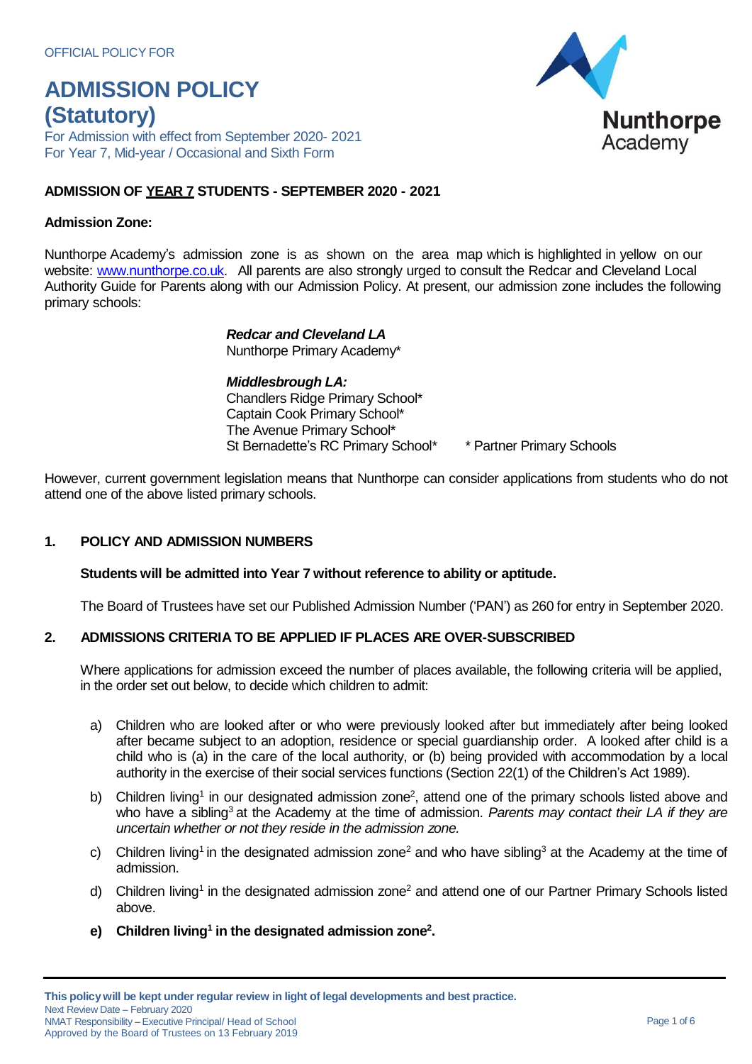OFFICIAL POLICY FOR

# ADMISSION POLICY (Statutory)

For Admission with effect from September 2020- 2021
For Year 7, Mid-year / Occasional and Sixth Form

Nunthorpe Academy

## ADMISSION OF YEAR 7 STUDENTS - SEPTEMBER 2020 - 2021

### Admission Zone:

Nunthorpe Academy's admission zone is as shown on the area map which is highlighted in yellow on our website: [www.nunthorpe.co.uk](http://www.nunthorpe.co.uk). All parents are also strongly urged to consult the Redcar and Cleveland Local Authority Guide for Parents along with our Admission Policy. At present, our admission zone includes the following primary schools:

***Redcar and Cleveland LA***
Nunthorpe Primary Academy*

***Middlesbrough LA:***
Chandlers Ridge Primary School*
Captain Cook Primary School*
The Avenue Primary School*
St Bernadette's RC Primary School*

\* Partner Primary Schools

However, current government legislation means that Nunthorpe can consider applications from students who do not attend one of the above listed primary schools.

### 1. POLICY AND ADMISSION NUMBERS

**Students will be admitted into Year 7 without reference to ability or aptitude.**

The Board of Trustees have set our Published Admission Number ('PAN') as 260 for entry in September 2020.

### 2. ADMISSIONS CRITERIA TO BE APPLIED IF PLACES ARE OVER-SUBSCRIBED

Where applications for admission exceed the number of places available, the following criteria will be applied, in the order set out below, to decide which children to admit:

a) Children who are looked after or who were previously looked after but immediately after being looked after became subject to an adoption, residence or special guardianship order. A looked after child is a child who is (a) in the care of the local authority, or (b) being provided with accommodation by a local authority in the exercise of their social services functions (Section 22(1) of the Children's Act 1989).

b) Children living[1] in our designated admission zone[2], attend one of the primary schools listed above and who have a sibling[3] at the Academy at the time of admission. *Parents may contact their LA if they are uncertain whether or not they reside in the admission zone.*

c) Children living[1] in the designated admission zone[2] and who have sibling[3] at the Academy at the time of admission.

d) Children living[1] in the designated admission zone[2] and attend one of our Partner Primary Schools listed above.

**e) Children living[1] in the designated admission zone[2].**

**This policy will be kept under regular review in light of legal developments and best practice.**
Next Review Date – February 2020
NMAT Responsibility – Executive Principal/ Head of School
Approved by the Board of Trustees on 13 February 2019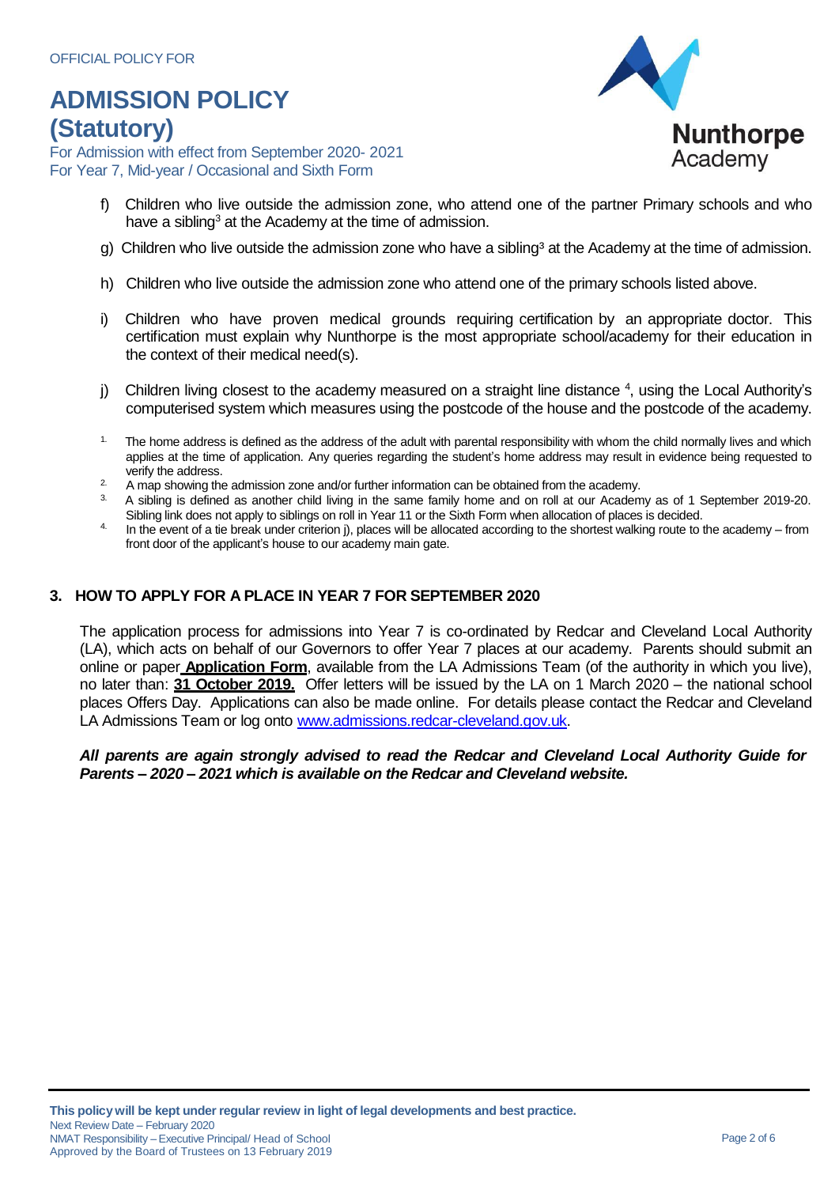f) Children who live outside the admission zone, who attend one of the partner Primary schools and who have a sibling[3] at the Academy at the time of admission.

g) Children who live outside the admission zone who have a sibling[3] at the Academy at the time of admission.

h) Children who live outside the admission zone who attend one of the primary schools listed above.

i) Children who have proven medical grounds requiring certification by an appropriate doctor. This certification must explain why Nunthorpe is the most appropriate school/academy for their education in the context of their medical need(s).

j) Children living closest to the academy measured on a straight line distance [4], using the Local Authority's computerised system which measures using the postcode of the house and the postcode of the academy.

1. The home address is defined as the address of the adult with parental responsibility with whom the child normally lives and which applies at the time of application. Any queries regarding the student's home address may result in evidence being requested to verify the address.
2. A map showing the admission zone and/or further information can be obtained from the academy.
3. A sibling is defined as another child living in the same family home and on roll at our Academy as of 1 September 2019-20. Sibling link does not apply to siblings on roll in Year 11 or the Sixth Form when allocation of places is decided.
4. In the event of a tie break under criterion j), places will be allocated according to the shortest walking route to the academy – from front door of the applicant's house to our academy main gate.

## 3. HOW TO APPLY FOR A PLACE IN YEAR 7 FOR SEPTEMBER 2020

The application process for admissions into Year 7 is co-ordinated by Redcar and Cleveland Local Authority (LA), which acts on behalf of our Governors to offer Year 7 places at our academy. Parents should submit an online or paper **Application Form**, available from the LA Admissions Team (of the authority in which you live), no later than: **31 October 2019.** Offer letters will be issued by the LA on 1 March 2020 – the national school places Offers Day. Applications can also be made online. For details please contact the Redcar and Cleveland LA Admissions Team or log onto www.admissions.redcar-cleveland.gov.uk.

***All parents are again strongly advised to read the Redcar and Cleveland Local Authority Guide for Parents – 2020 – 2021 which is available on the Redcar and Cleveland website.***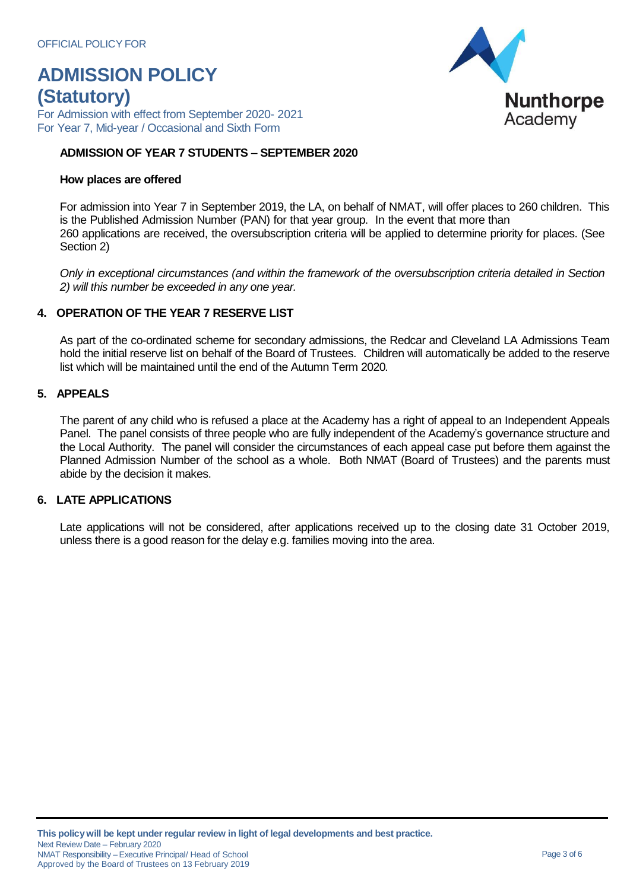## ADMISSION OF YEAR 7 STUDENTS – SEPTEMBER 2020

### How places are offered

For admission into Year 7 in September 2019, the LA, on behalf of NMAT, will offer places to 260 children. This is the Published Admission Number (PAN) for that year group. In the event that more than 260 applications are received, the oversubscription criteria will be applied to determine priority for places. (See Section 2)

*Only in exceptional circumstances (and within the framework of the oversubscription criteria detailed in Section 2) will this number be exceeded in any one year.*

## 4. OPERATION OF THE YEAR 7 RESERVE LIST

As part of the co-ordinated scheme for secondary admissions, the Redcar and Cleveland LA Admissions Team hold the initial reserve list on behalf of the Board of Trustees. Children will automatically be added to the reserve list which will be maintained until the end of the Autumn Term 2020*.*

## 5. APPEALS

The parent of any child who is refused a place at the Academy has a right of appeal to an Independent Appeals Panel. The panel consists of three people who are fully independent of the Academy's governance structure and the Local Authority. The panel will consider the circumstances of each appeal case put before them against the Planned Admission Number of the school as a whole. Both NMAT (Board of Trustees) and the parents must abide by the decision it makes.

## 6. LATE APPLICATIONS

Late applications will not be considered, after applications received up to the closing date 31 October 2019, unless there is a good reason for the delay e.g. families moving into the area.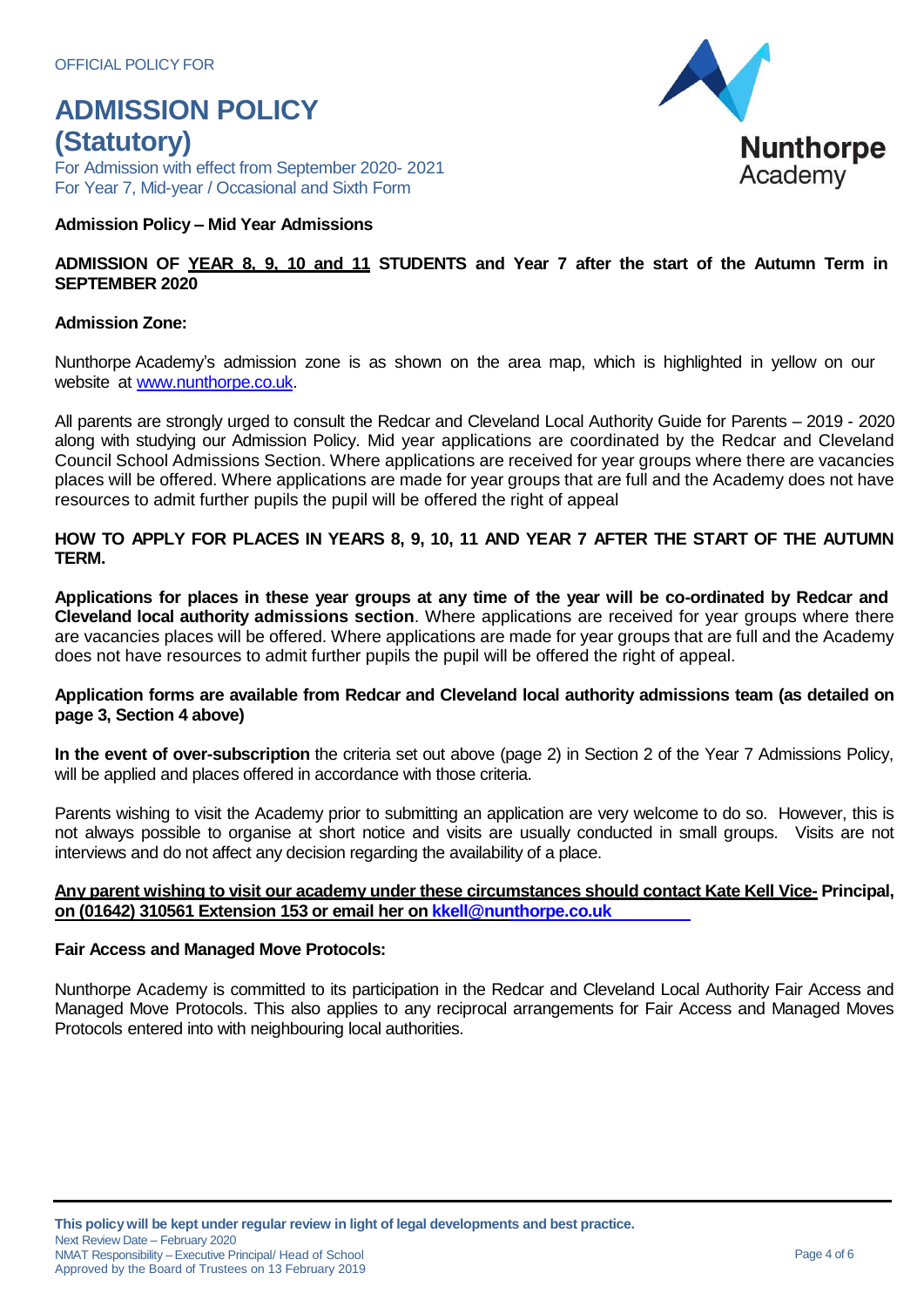OFFICIAL POLICY FOR

# ADMISSION POLICY (Statutory)

For Admission with effect from September 2020- 2021
For Year 7, Mid-year / Occasional and Sixth Form

**Admission Policy – Mid Year Admissions**

**ADMISSION OF YEAR 8, 9, 10 and 11 STUDENTS and Year 7 after the start of the Autumn Term in SEPTEMBER 2020**

**Admission Zone:**

Nunthorpe Academy's admission zone is as shown on the area map, which is highlighted in yellow on our website at www.nunthorpe.co.uk.

All parents are strongly urged to consult the Redcar and Cleveland Local Authority Guide for Parents – 2019 - 2020 along with studying our Admission Policy. Mid year applications are coordinated by the Redcar and Cleveland Council School Admissions Section. Where applications are received for year groups where there are vacancies places will be offered. Where applications are made for year groups that are full and the Academy does not have resources to admit further pupils the pupil will be offered the right of appeal

**HOW TO APPLY FOR PLACES IN YEARS 8, 9, 10, 11 AND YEAR 7 AFTER THE START OF THE AUTUMN TERM.**

**Applications for places in these year groups at any time of the year will be co-ordinated by Redcar and Cleveland local authority admissions section**. Where applications are received for year groups where there are vacancies places will be offered. Where applications are made for year groups that are full and the Academy does not have resources to admit further pupils the pupil will be offered the right of appeal.

**Application forms are available from Redcar and Cleveland local authority admissions team (as detailed on page 3, Section 4 above)**

**In the event of over-subscription** the criteria set out above (page 2) in Section 2 of the Year 7 Admissions Policy, will be applied and places offered in accordance with those criteria.

Parents wishing to visit the Academy prior to submitting an application are very welcome to do so. However, this is not always possible to organise at short notice and visits are usually conducted in small groups. Visits are not interviews and do not affect any decision regarding the availability of a place.

**Any parent wishing to visit our academy under these circumstances should contact Kate Kell Vice- Principal, on (01642) 310561 Extension 153 or email her on kkell@nunthorpe.co.uk**

**Fair Access and Managed Move Protocols:**

Nunthorpe Academy is committed to its participation in the Redcar and Cleveland Local Authority Fair Access and Managed Move Protocols. This also applies to any reciprocal arrangements for Fair Access and Managed Moves Protocols entered into with neighbouring local authorities.

**This policy will be kept under regular review in light of legal developments and best practice.**
Next Review Date – February 2020
NMAT Responsibility – Executive Principal/ Head of School
Approved by the Board of Trustees on 13 February 2019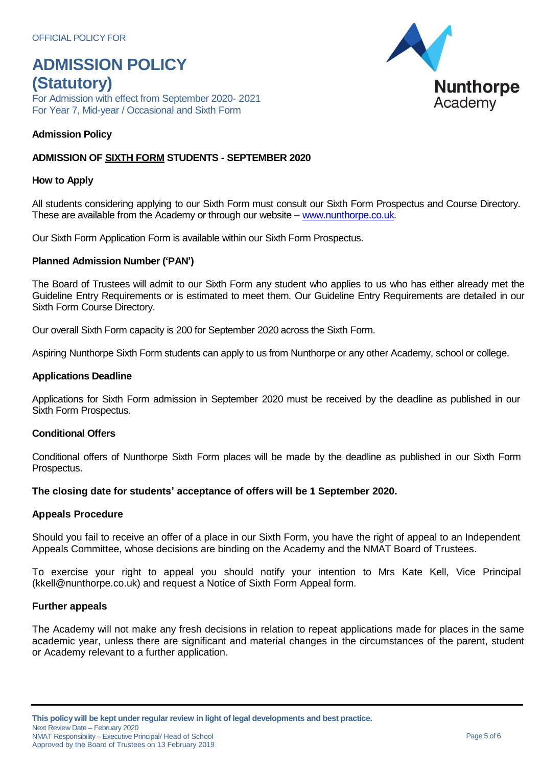OFFICIAL POLICY FOR

# ADMISSION POLICY (Statutory)

For Admission with effect from September 2020- 2021
For Year 7, Mid-year / Occasional and Sixth Form

**Admission Policy**

## ADMISSION OF SIXTH FORM STUDENTS - SEPTEMBER 2020

### How to Apply

All students considering applying to our Sixth Form must consult our Sixth Form Prospectus and Course Directory. These are available from the Academy or through our website – www.nunthorpe.co.uk.

Our Sixth Form Application Form is available within our Sixth Form Prospectus.

### Planned Admission Number ('PAN')

The Board of Trustees will admit to our Sixth Form any student who applies to us who has either already met the Guideline Entry Requirements or is estimated to meet them. Our Guideline Entry Requirements are detailed in our Sixth Form Course Directory.

Our overall Sixth Form capacity is 200 for September 2020 across the Sixth Form.

Aspiring Nunthorpe Sixth Form students can apply to us from Nunthorpe or any other Academy, school or college.

### Applications Deadline

Applications for Sixth Form admission in September 2020 must be received by the deadline as published in our Sixth Form Prospectus.

### Conditional Offers

Conditional offers of Nunthorpe Sixth Form places will be made by the deadline as published in our Sixth Form Prospectus.

**The closing date for students' acceptance of offers will be 1 September 2020.**

### Appeals Procedure

Should you fail to receive an offer of a place in our Sixth Form, you have the right of appeal to an Independent Appeals Committee, whose decisions are binding on the Academy and the NMAT Board of Trustees.

To exercise your right to appeal you should notify your intention to Mrs Kate Kell, Vice Principal (kkell@nunthorpe.co.uk) and request a Notice of Sixth Form Appeal form.

### Further appeals

The Academy will not make any fresh decisions in relation to repeat applications made for places in the same academic year, unless there are significant and material changes in the circumstances of the parent, student or Academy relevant to a further application.

**This policy will be kept under regular review in light of legal developments and best practice.**
Next Review Date – February 2020
NMAT Responsibility – Executive Principal/ Head of School
Approved by the Board of Trustees on 13 February 2019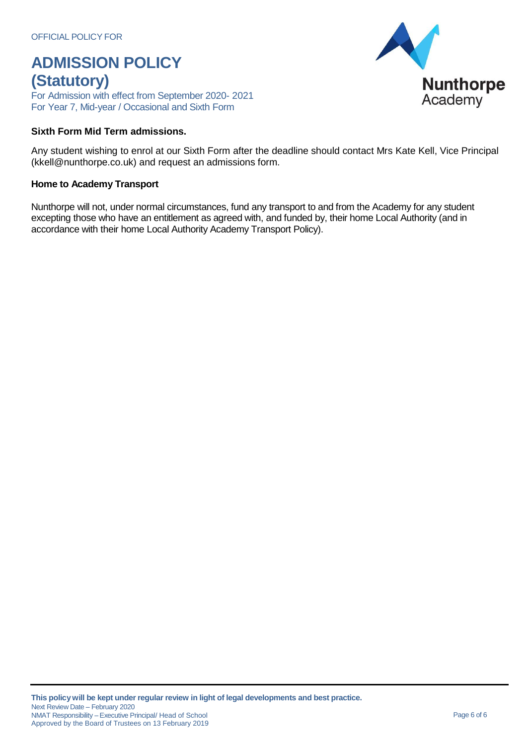### Sixth Form Mid Term admissions.

Any student wishing to enrol at our Sixth Form after the deadline should contact Mrs Kate Kell, Vice Principal (kkell@nunthorpe.co.uk) and request an admissions form.

### Home to Academy Transport

Nunthorpe will not, under normal circumstances, fund any transport to and from the Academy for any student excepting those who have an entitlement as agreed with, and funded by, their home Local Authority (and in accordance with their home Local Authority Academy Transport Policy).